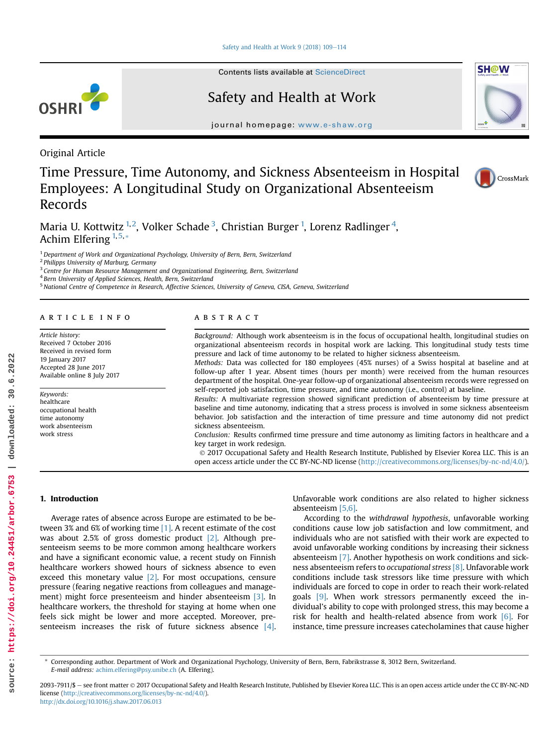Original Article

# Time Pressure, Time Autonomy, and Sickness Absenteeism in Hospital Employees: A Longitudinal Study on Organizational Absenteeism Records

Maria U. Kottwitz [1,2], Volker Schade [3], Christian Burger [1], Lorenz Radlinger [4], Achim Elfering [1,5,*]

[1] Department of Work and Organizational Psychology, University of Bern, Bern, Switzerland
[2] Philipps University of Marburg, Germany
[3] Centre for Human Resource Management and Organizational Engineering, Bern, Switzerland
[4] Bern University of Applied Sciences, Health, Bern, Switzerland
[5] National Centre of Competence in Research, Affective Sciences, University of Geneva, CISA, Geneva, Switzerland

**ARTICLE INFO**

*Article history:*
Received 7 October 2016
Received in revised form 19 January 2017
Accepted 28 June 2017
Available online 8 July 2017

*Keywords:*
healthcare
occupational health
time autonomy
work absenteeism
work stress

**ABSTRACT**

*Background:* Although work absenteeism is in the focus of occupational health, longitudinal studies on organizational absenteeism records in hospital work are lacking. This longitudinal study tests time pressure and lack of time autonomy to be related to higher sickness absenteeism.

*Methods:* Data was collected for 180 employees (45% nurses) of a Swiss hospital at baseline and at follow-up after 1 year. Absent times (hours per month) were received from the human resources department of the hospital. One-year follow-up of organizational absenteeism records were regressed on self-reported job satisfaction, time pressure, and time autonomy (i.e., control) at baseline.

*Results:* A multivariate regression showed significant prediction of absenteeism by time pressure at baseline and time autonomy, indicating that a stress process is involved in some sickness absenteeism behavior. Job satisfaction and the interaction of time pressure and time autonomy did not predict sickness absenteeism.

*Conclusion:* Results confirmed time pressure and time autonomy as limiting factors in healthcare and a key target in work redesign.

© 2017 Occupational Safety and Health Research Institute, Published by Elsevier Korea LLC. This is an open access article under the CC BY-NC-ND license (http://creativecommons.org/licenses/by-nc-nd/4.0/).

## 1. Introduction

Average rates of absence across Europe are estimated to be between 3% and 6% of working time [1]. A recent estimate of the cost was about 2.5% of gross domestic product [2]. Although presenteeism seems to be more common among healthcare workers and have a significant economic value, a recent study on Finnish healthcare workers showed hours of sickness absence to even exceed this monetary value [2]. For most occupations, censure pressure (fearing negative reactions from colleagues and management) might force presenteeism and hinder absenteeism [3]. In healthcare workers, the threshold for staying at home when one feels sick might be lower and more accepted. Moreover, presenteeism increases the risk of future sickness absence [4]. Unfavorable work conditions are also related to higher sickness absenteeism [5,6].

According to the *withdrawal hypothesis*, unfavorable working conditions cause low job satisfaction and low commitment, and individuals who are not satisfied with their work are expected to avoid unfavorable working conditions by increasing their sickness absenteeism [7]. Another hypothesis on work conditions and sickness absenteeism refers to *occupational stress* [8]. Unfavorable work conditions include task stressors like time pressure with which individuals are forced to cope in order to reach their work-related goals [9]. When work stressors permanently exceed the individual's ability to cope with prolonged stress, this may become a risk for health and health-related absence from work [6]. For instance, time pressure increases catecholamines that cause higher

\* Corresponding author. Department of Work and Organizational Psychology, University of Bern, Bern, Fabrikstrasse 8, 3012 Bern, Switzerland.
*E-mail address:* achim.elfering@psy.unibe.ch (A. Elfering).

2093-7911/$ — see front matter © 2017 Occupational Safety and Health Research Institute, Published by Elsevier Korea LLC. This is an open access article under the CC BY-NC-ND license (http://creativecommons.org/licenses/by-nc-nd/4.0/).
http://dx.doi.org/10.1016/j.shaw.2017.06.013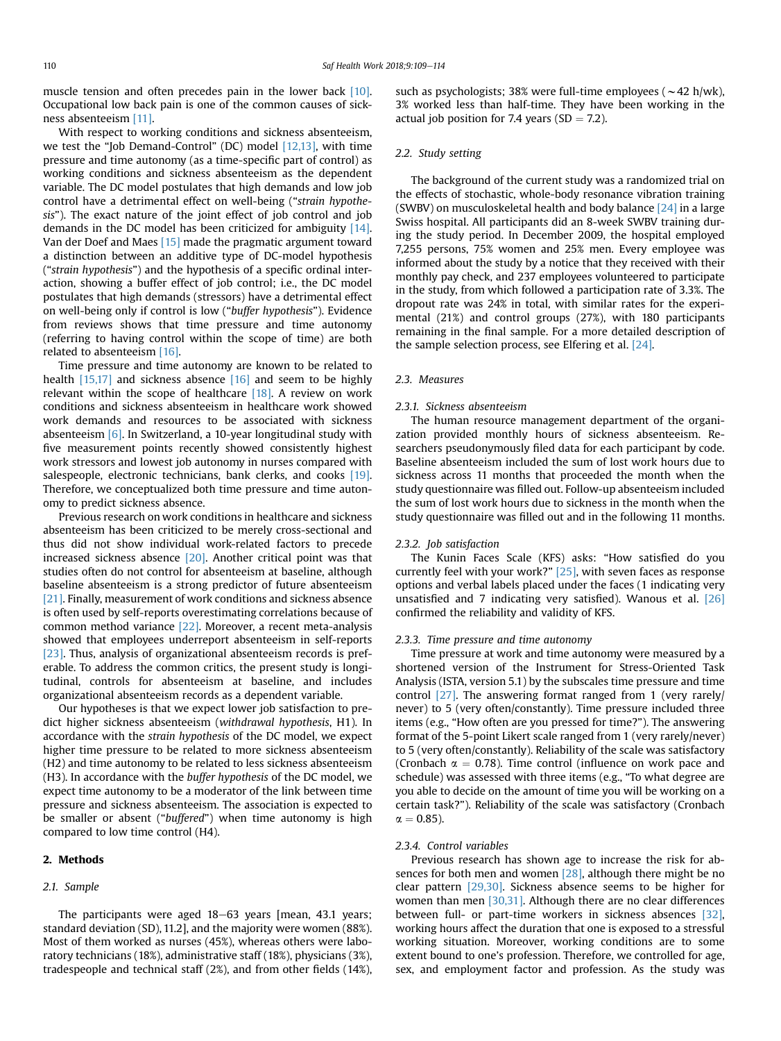muscle tension and often precedes pain in the lower back [10]. Occupational low back pain is one of the common causes of sickness absenteeism [11].

With respect to working conditions and sickness absenteeism, we test the "Job Demand-Control" (DC) model [12,13], with time pressure and time autonomy (as a time-specific part of control) as working conditions and sickness absenteeism as the dependent variable. The DC model postulates that high demands and low job control have a detrimental effect on well-being ("*strain hypothesis*"). The exact nature of the joint effect of job control and job demands in the DC model has been criticized for ambiguity [14]. Van der Doef and Maes [15] made the pragmatic argument toward a distinction between an additive type of DC-model hypothesis ("*strain hypothesis*") and the hypothesis of a specific ordinal interaction, showing a buffer effect of job control; i.e., the DC model postulates that high demands (stressors) have a detrimental effect on well-being only if control is low ("*buffer hypothesis*"). Evidence from reviews shows that time pressure and time autonomy (referring to having control within the scope of time) are both related to absenteeism [16].

Time pressure and time autonomy are known to be related to health [15,17] and sickness absence [16] and seem to be highly relevant within the scope of healthcare [18]. A review on work conditions and sickness absenteeism in healthcare work showed work demands and resources to be associated with sickness absenteeism [6]. In Switzerland, a 10-year longitudinal study with five measurement points recently showed consistently highest work stressors and lowest job autonomy in nurses compared with salespeople, electronic technicians, bank clerks, and cooks [19]. Therefore, we conceptualized both time pressure and time autonomy to predict sickness absence.

Previous research on work conditions in healthcare and sickness absenteeism has been criticized to be merely cross-sectional and thus did not show individual work-related factors to precede increased sickness absence [20]. Another critical point was that studies often do not control for absenteeism at baseline, although baseline absenteeism is a strong predictor of future absenteeism [21]. Finally, measurement of work conditions and sickness absence is often used by self-reports overestimating correlations because of common method variance [22]. Moreover, a recent meta-analysis showed that employees underreport absenteeism in self-reports [23]. Thus, analysis of organizational absenteeism records is preferable. To address the common critics, the present study is longitudinal, controls for absenteeism at baseline, and includes organizational absenteeism records as a dependent variable.

Our hypotheses is that we expect lower job satisfaction to predict higher sickness absenteeism (*withdrawal hypothesis*, H1). In accordance with the *strain hypothesis* of the DC model, we expect higher time pressure to be related to more sickness absenteeism (H2) and time autonomy to be related to less sickness absenteeism (H3). In accordance with the *buffer hypothesis* of the DC model, we expect time autonomy to be a moderator of the link between time pressure and sickness absenteeism. The association is expected to be smaller or absent ("*buffered*") when time autonomy is high compared to low time control (H4).

## 2. Methods

### 2.1. Sample

The participants were aged 18–63 years [mean, 43.1 years; standard deviation (SD), 11.2], and the majority were women (88%). Most of them worked as nurses (45%), whereas others were laboratory technicians (18%), administrative staff (18%), physicians (3%), tradespeople and technical staff (2%), and from other fields (14%), such as psychologists; 38% were full-time employees (~42 h/wk), 3% worked less than half-time. They have been working in the actual job position for 7.4 years (SD = 7.2).

### 2.2. Study setting

The background of the current study was a randomized trial on the effects of stochastic, whole-body resonance vibration training (SWBV) on musculoskeletal health and body balance [24] in a large Swiss hospital. All participants did an 8-week SWBV training during the study period. In December 2009, the hospital employed 7,255 persons, 75% women and 25% men. Every employee was informed about the study by a notice that they received with their monthly pay check, and 237 employees volunteered to participate in the study, from which followed a participation rate of 3.3%. The dropout rate was 24% in total, with similar rates for the experimental (21%) and control groups (27%), with 180 participants remaining in the final sample. For a more detailed description of the sample selection process, see Elfering et al. [24].

### 2.3. Measures

#### 2.3.1. Sickness absenteeism

The human resource management department of the organization provided monthly hours of sickness absenteeism. Researchers pseudonymously filed data for each participant by code. Baseline absenteeism included the sum of lost work hours due to sickness across 11 months that proceeded the month when the study questionnaire was filled out. Follow-up absenteeism included the sum of lost work hours due to sickness in the month when the study questionnaire was filled out and in the following 11 months.

#### 2.3.2. Job satisfaction

The Kunin Faces Scale (KFS) asks: "How satisfied do you currently feel with your work?" [25], with seven faces as response options and verbal labels placed under the faces (1 indicating very unsatisfied and 7 indicating very satisfied). Wanous et al. [26] confirmed the reliability and validity of KFS.

#### 2.3.3. Time pressure and time autonomy

Time pressure at work and time autonomy were measured by a shortened version of the Instrument for Stress-Oriented Task Analysis (ISTA, version 5.1) by the subscales time pressure and time control [27]. The answering format ranged from 1 (very rarely/never) to 5 (very often/constantly). Time pressure included three items (e.g., "How often are you pressed for time?"). The answering format of the 5-point Likert scale ranged from 1 (very rarely/never) to 5 (very often/constantly). Reliability of the scale was satisfactory (Cronbach $\alpha = 0.78$). Time control (influence on work pace and schedule) was assessed with three items (e.g., "To what degree are you able to decide on the amount of time you will be working on a certain task?"). Reliability of the scale was satisfactory (Cronbach $\alpha = 0.85$).

#### 2.3.4. Control variables

Previous research has shown age to increase the risk for absences for both men and women [28], although there might be no clear pattern [29,30]. Sickness absence seems to be higher for women than men [30,31]. Although there are no clear differences between full- or part-time workers in sickness absences [32], working hours affect the duration that one is exposed to a stressful working situation. Moreover, working conditions are to some extent bound to one's profession. Therefore, we controlled for age, sex, and employment factor and profession. As the study was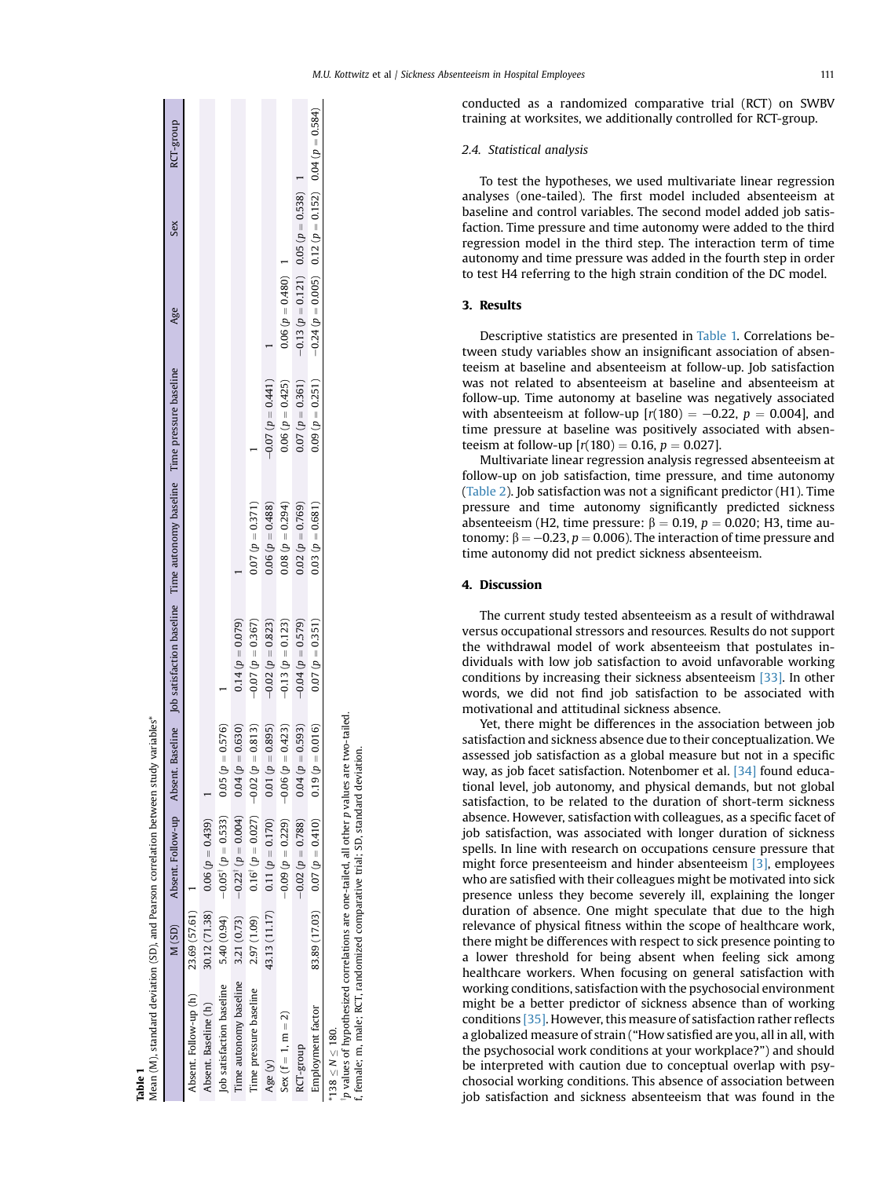**Table 1**
Mean (M), standard deviation (SD), and Pearson correlation between study variables*

| | M (SD) | Absent. Follow-up | Absent. Baseline | Job satisfaction baseline | Time autonomy baseline | Time pressure baseline | Age | Sex | RCT-group |
|---|---|---|---|---|---|---|---|---|---|
| Absent. Follow-up (h) | 23.69 (57.61) | 1 | | | | | | | |
| Absent. Baseline (h) | 30.12 (71.38) | 0.06 ($p = 0.439$) | 1 | | | | | | |
| Job satisfaction baseline | 5.40 (0.94) | −0.05[‡] ($p = 0.533$) | 0.05 ($p = 0.576$) | 1 | | | | | |
| Time autonomy baseline | 3.21 (0.73) | −0.22[‡] ($p = 0.004$) | 0.04 ($p = 0.630$) | 0.14 ($p = 0.079$) | 1 | | | | |
| Time pressure baseline | 2.97 (1.09) | 0.16[‡] ($p = 0.027$) | −0.02 ($p = 0.813$) | −0.07 ($p = 0.367$) | 0.07 ($p = 0.371$) | 1 | | | |
| Age (y) | 43.13 (11.17) | 0.11 ($p = 0.170$) | 0.01 ($p = 0.895$) | −0.02 ($p = 0.823$) | 0.06 ($p = 0.488$) | −0.07 ($p = 0.441$) | 1 | | |
| Sex (f = 1, m = 2) | | −0.09 ($p = 0.229$) | −0.06 ($p = 0.423$) | −0.13 ($p = 0.123$) | 0.08 ($p = 0.294$) | 0.06 ($p = 0.425$) | 0.06 ($p = 0.480$) | 1 | |
| RCT-group | | −0.02 ($p = 0.788$) | 0.04 ($p = 0.593$) | −0.04 ($p = 0.579$) | 0.02 ($p = 0.769$) | 0.07 ($p = 0.361$) | −0.13 ($p = 0.121$) | 0.05 ($p = 0.538$) | 1 |
| Employment factor | 83.89 (17.03) | 0.07 ($p = 0.410$) | 0.19 ($p = 0.016$) | 0.07 ($p = 0.351$) | 0.03 ($p = 0.681$) | 0.09 ($p = 0.251$) | −0.24 ($p = 0.005$) | 0.12 ($p = 0.152$) | 0.04 ($p = 0.584$) |

*$138 \leq N \leq 180$.
[‡]$p$ values of hypothesized correlations are one-tailed, all other $p$ values are two-tailed.
f, female; m, male; RCT, randomized comparative trial; SD, standard deviation.

conducted as a randomized comparative trial (RCT) on SWBV training at worksites, we additionally controlled for RCT-group.

### 2.4. Statistical analysis

To test the hypotheses, we used multivariate linear regression analyses (one-tailed). The first model included absenteeism at baseline and control variables. The second model added job satisfaction. Time pressure and time autonomy were added to the third regression model in the third step. The interaction term of time autonomy and time pressure was added in the fourth step in order to test H4 referring to the high strain condition of the DC model.

## 3. Results

Descriptive statistics are presented in Table 1. Correlations between study variables show an insignificant association of absenteeism at baseline and absenteeism at follow-up. Job satisfaction was not related to absenteeism at baseline and absenteeism at follow-up. Time autonomy at baseline was negatively associated with absenteeism at follow-up [$r(180) = -0.22$, $p = 0.004$], and time pressure at baseline was positively associated with absenteeism at follow-up [$r(180) = 0.16$, $p = 0.027$].

Multivariate linear regression analysis regressed absenteeism at follow-up on job satisfaction, time pressure, and time autonomy (Table 2). Job satisfaction was not a significant predictor (H1). Time pressure and time autonomy significantly predicted sickness absenteeism (H2, time pressure: $\beta = 0.19$, $p = 0.020$; H3, time autonomy: $\beta = -0.23$, $p = 0.006$). The interaction of time pressure and time autonomy did not predict sickness absenteeism.

## 4. Discussion

The current study tested absenteeism as a result of withdrawal versus occupational stressors and resources. Results do not support the withdrawal model of work absenteeism that postulates individuals with low job satisfaction to avoid unfavorable working conditions by increasing their sickness absenteeism [33]. In other words, we did not find job satisfaction to be associated with motivational and attitudinal sickness absence.

Yet, there might be differences in the association between job satisfaction and sickness absence due to their conceptualization. We assessed job satisfaction as a global measure but not in a specific way, as job facet satisfaction. Notenbomer et al. [34] found educational level, job autonomy, and physical demands, but not global satisfaction, to be related to the duration of short-term sickness absence. However, satisfaction with colleagues, as a specific facet of job satisfaction, was associated with longer duration of sickness spells. In line with research on occupations censure pressure that might force presenteeism and hinder absenteeism [3], employees who are satisfied with their colleagues might be motivated into sick presence unless they become severely ill, explaining the longer duration of absence. One might speculate that due to the high relevance of physical fitness within the scope of healthcare work, there might be differences with respect to sick presence pointing to a lower threshold for being absent when feeling sick among healthcare workers. When focusing on general satisfaction with working conditions, satisfaction with the psychosocial environment might be a better predictor of sickness absence than of working conditions [35]. However, this measure of satisfaction rather reflects a globalized measure of strain ("How satisfied are you, all in all, with the psychosocial work conditions at your workplace?") and should be interpreted with caution due to conceptual overlap with psychosocial working conditions. This absence of association between job satisfaction and sickness absenteeism that was found in the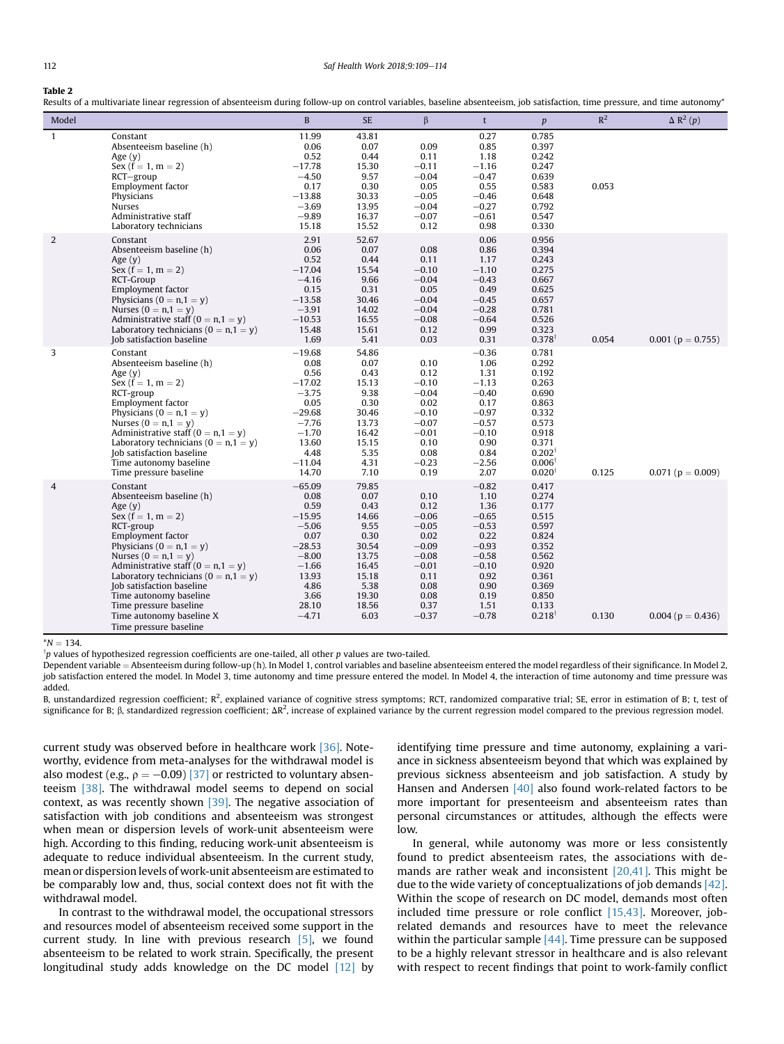**Table 2**

Results of a multivariate linear regression of absenteeism during follow-up on control variables, baseline absenteeism, job satisfaction, time pressure, and time autonomy*

| Model | | B | SE | β | t | $p$ | $R^2$ | $\Delta R^2$ ($p$) |
|---|---|---|---|---|---|---|---|---|
| 1 | Constant | 11.99 | 43.81 | | 0.27 | 0.785 | | |
| | Absenteeism baseline (h) | 0.06 | 0.07 | 0.09 | 0.85 | 0.397 | | |
| | Age (y) | 0.52 | 0.44 | 0.11 | 1.18 | 0.242 | | |
| | Sex (f = 1, m = 2) | −17.78 | 15.30 | −0.11 | −1.16 | 0.247 | | |
| | RCT−group | −4.50 | 9.57 | −0.04 | −0.47 | 0.639 | | |
| | Employment factor | 0.17 | 0.30 | 0.05 | 0.55 | 0.583 | 0.053 | |
| | Physicians | −13.88 | 30.33 | −0.05 | −0.46 | 0.648 | | |
| | Nurses | −3.69 | 13.95 | −0.04 | −0.27 | 0.792 | | |
| | Administrative staff | −9.89 | 16.37 | −0.07 | −0.61 | 0.547 | | |
| | Laboratory technicians | 15.18 | 15.52 | 0.12 | 0.98 | 0.330 | | |
| 2 | Constant | 2.91 | 52.67 | | 0.06 | 0.956 | | |
| | Absenteeism baseline (h) | 0.06 | 0.07 | 0.08 | 0.86 | 0.394 | | |
| | Age (y) | 0.52 | 0.44 | 0.11 | 1.17 | 0.243 | | |
| | Sex (f = 1, m = 2) | −17.04 | 15.54 | −0.10 | −1.10 | 0.275 | | |
| | RCT-Group | −4.16 | 9.66 | −0.04 | −0.43 | 0.667 | | |
| | Employment factor | 0.15 | 0.31 | 0.05 | 0.49 | 0.625 | | |
| | Physicians (0 = n,1 = y) | −13.58 | 30.46 | −0.04 | −0.45 | 0.657 | | |
| | Nurses (0 = n,1 = y) | −3.91 | 14.02 | −0.04 | −0.28 | 0.781 | | |
| | Administrative staff (0 = n,1 = y) | −10.53 | 16.55 | −0.08 | −0.64 | 0.526 | | |
| | Laboratory technicians (0 = n,1 = y) | 15.48 | 15.61 | 0.12 | 0.99 | 0.323 | | |
| | Job satisfaction baseline | 1.69 | 5.41 | 0.03 | 0.31 | 0.378† | 0.054 | 0.001 (p = 0.755) |
| 3 | Constant | −19.68 | 54.86 | | −0.36 | 0.781 | | |
| | Absenteeism baseline (h) | 0.08 | 0.07 | 0.10 | 1.06 | 0.292 | | |
| | Age (y) | 0.56 | 0.43 | 0.12 | 1.31 | 0.192 | | |
| | Sex (f = 1, m = 2) | −17.02 | 15.13 | −0.10 | −1.13 | 0.263 | | |
| | RCT-group | −3.75 | 9.38 | −0.04 | −0.40 | 0.690 | | |
| | Employment factor | 0.05 | 0.30 | 0.02 | 0.17 | 0.863 | | |
| | Physicians (0 = n,1 = y) | −29.68 | 30.46 | −0.10 | −0.97 | 0.332 | | |
| | Nurses (0 = n,1 = y) | −7.76 | 13.73 | −0.07 | −0.57 | 0.573 | | |
| | Administrative staff (0 = n,1 = y) | −1.70 | 16.42 | −0.01 | −0.10 | 0.918 | | |
| | Laboratory technicians (0 = n,1 = y) | 13.60 | 15.15 | 0.10 | 0.90 | 0.371 | | |
| | Job satisfaction baseline | 4.48 | 5.35 | 0.08 | 0.84 | 0.202† | | |
| | Time autonomy baseline | −11.04 | 4.31 | −0.23 | −2.56 | 0.006† | | |
| | Time pressure baseline | 14.70 | 7.10 | 0.19 | 2.07 | 0.020† | 0.125 | 0.071 (p = 0.009) |
| 4 | Constant | −65.09 | 79.85 | | −0.82 | 0.417 | | |
| | Absenteeism baseline (h) | 0.08 | 0.07 | 0.10 | 1.10 | 0.274 | | |
| | Age (y) | 0.59 | 0.43 | 0.12 | 1.36 | 0.177 | | |
| | Sex (f = 1, m = 2) | −15.95 | 14.66 | −0.06 | −0.65 | 0.515 | | |
| | RCT-group | −5.06 | 9.55 | −0.05 | −0.53 | 0.597 | | |
| | Employment factor | 0.07 | 0.30 | 0.02 | 0.22 | 0.824 | | |
| | Physicians (0 = n,1 = y) | −28.53 | 30.54 | −0.09 | −0.93 | 0.352 | | |
| | Nurses (0 = n,1 = y) | −8.00 | 13.75 | −0.08 | −0.58 | 0.562 | | |
| | Administrative staff (0 = n,1 = y) | −1.66 | 16.45 | −0.01 | −0.10 | 0.920 | | |
| | Laboratory technicians (0 = n,1 = y) | 13.93 | 15.18 | 0.11 | 0.92 | 0.361 | | |
| | Job satisfaction baseline | 4.86 | 5.38 | 0.08 | 0.90 | 0.369 | | |
| | Time autonomy baseline | 3.66 | 19.30 | 0.08 | 0.19 | 0.850 | | |
| | Time pressure baseline | 28.10 | 18.56 | 0.37 | 1.51 | 0.133 | | |
| | Time autonomy baseline X Time pressure baseline | −4.71 | 6.03 | −0.37 | −0.78 | 0.218† | 0.130 | 0.004 (p = 0.436) |

*N = 134.

† p values of hypothesized regression coefficients are one-tailed, all other p values are two-tailed.

Dependent variable = Absenteeism during follow-up (h). In Model 1, control variables and baseline absenteeism entered the model regardless of their significance. In Model 2, job satisfaction entered the model. In Model 3, time autonomy and time pressure entered the model. In Model 4, the interaction of time autonomy and time pressure was added.

B, unstandardized regression coefficient; $R^2$, explained variance of cognitive stress symptoms; RCT, randomized comparative trial; SE, error in estimation of B; t, test of significance for B; β, standardized regression coefficient; $\Delta R^2$, increase of explained variance by the current regression model compared to the previous regression model.

current study was observed before in healthcare work [36]. Noteworthy, evidence from meta-analyses for the withdrawal model is also modest (e.g., $\rho = -0.09$) [37] or restricted to voluntary absenteeism [38]. The withdrawal model seems to depend on social context, as was recently shown [39]. The negative association of satisfaction with job conditions and absenteeism was strongest when mean or dispersion levels of work-unit absenteeism were high. According to this finding, reducing work-unit absenteeism is adequate to reduce individual absenteeism. In the current study, mean or dispersion levels of work-unit absenteeism are estimated to be comparably low and, thus, social context does not fit with the withdrawal model.

In contrast to the withdrawal model, the occupational stressors and resources model of absenteeism received some support in the current study. In line with previous research [5], we found absenteeism to be related to work strain. Specifically, the present longitudinal study adds knowledge on the DC model [12] by identifying time pressure and time autonomy, explaining a variance in sickness absenteeism beyond that which was explained by previous sickness absenteeism and job satisfaction. A study by Hansen and Andersen [40] also found work-related factors to be more important for presenteeism and absenteeism rates than personal circumstances or attitudes, although the effects were low.

In general, while autonomy was more or less consistently found to predict absenteeism rates, the associations with demands are rather weak and inconsistent [20,41]. This might be due to the wide variety of conceptualizations of job demands [42]. Within the scope of research on DC model, demands most often included time pressure or role conflict [15,43]. Moreover, job-related demands and resources have to meet the relevance within the particular sample [44]. Time pressure can be supposed to be a highly relevant stressor in healthcare and is also relevant with respect to recent findings that point to work-family conflict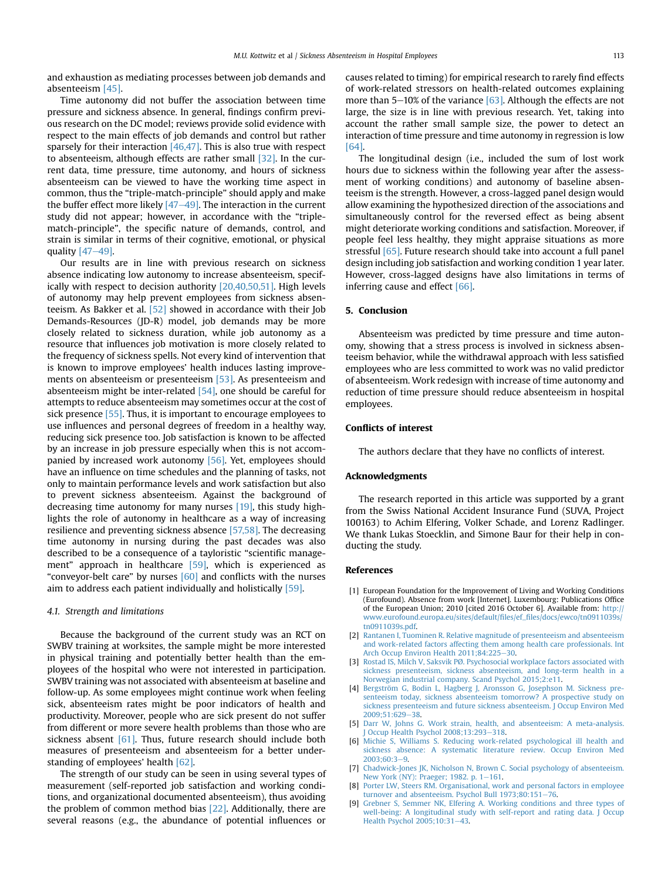and exhaustion as mediating processes between job demands and absenteeism [45].

Time autonomy did not buffer the association between time pressure and sickness absence. In general, findings confirm previous research on the DC model; reviews provide solid evidence with respect to the main effects of job demands and control but rather sparsely for their interaction [46,47]. This is also true with respect to absenteeism, although effects are rather small [32]. In the current data, time pressure, time autonomy, and hours of sickness absenteeism can be viewed to have the working time aspect in common, thus the "triple-match-principle" should apply and make the buffer effect more likely [47–49]. The interaction in the current study did not appear; however, in accordance with the "triple-match-principle", the specific nature of demands, control, and strain is similar in terms of their cognitive, emotional, or physical quality [47–49].

Our results are in line with previous research on sickness absence indicating low autonomy to increase absenteeism, specifically with respect to decision authority [20,40,50,51]. High levels of autonomy may help prevent employees from sickness absenteeism. As Bakker et al. [52] showed in accordance with their Job Demands-Resources (JD-R) model, job demands may be more closely related to sickness duration, while job autonomy as a resource that influences job motivation is more closely related to the frequency of sickness spells. Not every kind of intervention that is known to improve employees' health induces lasting improvements on absenteeism or presenteeism [53]. As presenteeism and absenteeism might be inter-related [54], one should be careful for attempts to reduce absenteeism may sometimes occur at the cost of sick presence [55]. Thus, it is important to encourage employees to use influences and personal degrees of freedom in a healthy way, reducing sick presence too. Job satisfaction is known to be affected by an increase in job pressure especially when this is not accompanied by increased work autonomy [56]. Yet, employees should have an influence on time schedules and the planning of tasks, not only to maintain performance levels and work satisfaction but also to prevent sickness absenteeism. Against the background of decreasing time autonomy for many nurses [19], this study highlights the role of autonomy in healthcare as a way of increasing resilience and preventing sickness absence [57,58]. The decreasing time autonomy in nursing during the past decades was also described to be a consequence of a tayloristic "scientific management" approach in healthcare [59], which is experienced as "conveyor-belt care" by nurses [60] and conflicts with the nurses aim to address each patient individually and holistically [59].

### 4.1. Strength and limitations

Because the background of the current study was an RCT on SWBV training at worksites, the sample might be more interested in physical training and potentially better health than the employees of the hospital who were not interested in participation. SWBV training was not associated with absenteeism at baseline and follow-up. As some employees might continue work when feeling sick, absenteeism rates might be poor indicators of health and productivity. Moreover, people who are sick present do not suffer from different or more severe health problems than those who are sickness absent [61]. Thus, future research should include both measures of presenteeism and absenteeism for a better understanding of employees' health [62].

The strength of our study can be seen in using several types of measurement (self-reported job satisfaction and working conditions, and organizational documented absenteeism), thus avoiding the problem of common method bias [22]. Additionally, there are several reasons (e.g., the abundance of potential influences or causes related to timing) for empirical research to rarely find effects of work-related stressors on health-related outcomes explaining more than 5–10% of the variance [63]. Although the effects are not large, the size is in line with previous research. Yet, taking into account the rather small sample size, the power to detect an interaction of time pressure and time autonomy in regression is low [64].

The longitudinal design (i.e., included the sum of lost work hours due to sickness within the following year after the assessment of working conditions) and autonomy of baseline absenteeism is the strength. However, a cross-lagged panel design would allow examining the hypothesized direction of the associations and simultaneously control for the reversed effect as being absent might deteriorate working conditions and satisfaction. Moreover, if people feel less healthy, they might appraise situations as more stressful [65]. Future research should take into account a full panel design including job satisfaction and working condition 1 year later. However, cross-lagged designs have also limitations in terms of inferring cause and effect [66].

## 5. Conclusion

Absenteeism was predicted by time pressure and time autonomy, showing that a stress process is involved in sickness absenteeism behavior, while the withdrawal approach with less satisfied employees who are less committed to work was no valid predictor of absenteeism. Work redesign with increase of time autonomy and reduction of time pressure should reduce absenteeism in hospital employees.

## Conflicts of interest

The authors declare that they have no conflicts of interest.

## Acknowledgments

The research reported in this article was supported by a grant from the Swiss National Accident Insurance Fund (SUVA, Project 100163) to Achim Elfering, Volker Schade, and Lorenz Radlinger. We thank Lukas Stoecklin, and Simone Baur for their help in conducting the study.

## References

[1] European Foundation for the Improvement of Living and Working Conditions (Eurofound). Absence from work [Internet]. Luxembourg: Publications Office of the European Union; 2010 [cited 2016 October 6]. Available from: http://www.eurofound.europa.eu/sites/default/files/ef_files/docs/ewco/tn0911039s/tn0911039s.pdf.

[2] Rantanen I, Tuominen R. Relative magnitude of presenteeism and absenteeism and work-related factors affecting them among health care professionals. Int Arch Occup Environ Health 2011;84:225–30.

[3] Rostad IS, Milch V, Saksvik PØ. Psychosocial workplace factors associated with sickness presenteeism, sickness absenteeism, and long-term health in a Norwegian industrial company. Scand Psychol 2015;2:e11.

[4] Bergström G, Bodin L, Hagberg J, Aronsson G, Josephson M. Sickness presenteeism today, sickness absenteeism tomorrow? A prospective study on sickness presenteeism and future sickness absenteeism. J Occup Environ Med 2009;51:629–38.

[5] Darr W, Johns G. Work strain, health, and absenteeism: A meta-analysis. J Occup Health Psychol 2008;13:293–318.

[6] Michie S, Williams S. Reducing work-related psychological ill health and sickness absence: A systematic literature review. Occup Environ Med 2003;60:3–9.

[7] Chadwick-Jones JK, Nicholson N, Brown C. Social psychology of absenteeism. New York (NY): Praeger; 1982. p. 1–161.

[8] Porter LW, Steers RM. Organisational, work and personal factors in employee turnover and absenteeism. Psychol Bull 1973;80:151–76.

[9] Grebner S, Semmer NK, Elfering A. Working conditions and three types of well-being: A longitudinal study with self-report and rating data. J Occup Health Psychol 2005;10:31–43.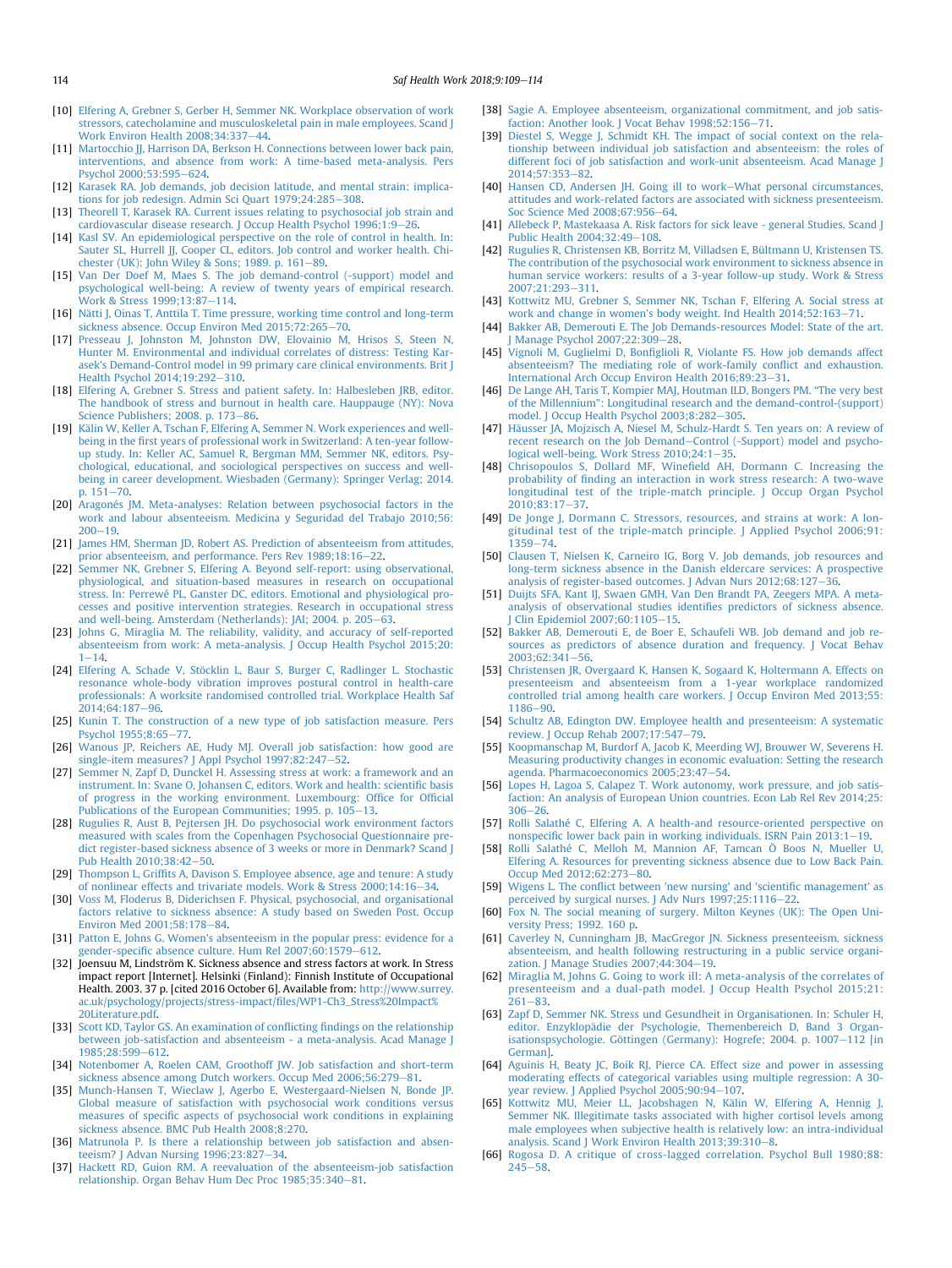[10] Elfering A, Grebner S, Gerber H, Semmer NK. Workplace observation of work stressors, catecholamine and musculoskeletal pain in male employees. Scand J Work Environ Health 2008;34:337–44.

[11] Martocchio JJ, Harrison DA, Berkson H. Connections between lower back pain, interventions, and absence from work: A time-based meta-analysis. Pers Psychol 2000;53:595–624.

[12] Karasek RA. Job demands, job decision latitude, and mental strain: implications for job redesign. Admin Sci Quart 1979;24:285–308.

[13] Theorell T, Karasek RA. Current issues relating to psychosocial job strain and cardiovascular disease research. J Occup Health Psychol 1996;1:9–26.

[14] Kasl SV. An epidemiological perspective on the role of control in health. In: Sauter SL, Hurrell JJ, Cooper CL, editors. Job control and worker health. Chichester (UK): John Wiley & Sons; 1989. p. 161–89.

[15] Van Der Doef M, Maes S. The job demand-control (-support) model and psychological well-being: A review of twenty years of empirical research. Work & Stress 1999;13:87–114.

[16] Nätti J, Oinas T, Anttila T. Time pressure, working time control and long-term sickness absence. Occup Environ Med 2015;72:265–70.

[17] Presseau J, Johnston M, Johnston DW, Elovainio M, Hrisos S, Steen N, Hunter M. Environmental and individual correlates of distress: Testing Karasek's Demand-Control model in 99 primary care clinical environments. Brit J Health Psychol 2014;19:292–310.

[18] Elfering A, Grebner S. Stress and patient safety. In: Halbesleben JRB, editor. The handbook of stress and burnout in health care. Hauppauge (NY): Nova Science Publishers; 2008. p. 173–86.

[19] Kälin W, Keller A, Tschan F, Elfering A, Semmer N. Work experiences and well-being in the first years of professional work in Switzerland: A ten-year follow-up study. In: Keller AC, Samuel R, Bergman MM, Semmer NK, editors. Psychological, educational, and sociological perspectives on success and well-being in career development. Wiesbaden (Germany): Springer Verlag; 2014. p. 151–70.

[20] Aragonés JM. Meta-analyses: Relation between psychosocial factors in the work and labour absenteeism. Medicina y Seguridad del Trabajo 2010;56: 200–19.

[21] James HM, Sherman JD, Robert AS. Prediction of absenteeism from attitudes, prior absenteeism, and performance. Pers Rev 1989;18:16–22.

[22] Semmer NK, Grebner S, Elfering A. Beyond self-report: using observational, physiological, and situation-based measures in research on occupational stress. In: Perrewé PL, Ganster DC, editors. Emotional and physiological processes and positive intervention strategies. Research in occupational stress and well-being. Amsterdam (Netherlands): JAI; 2004. p. 205–63.

[23] Johns G, Miraglia M. The reliability, validity, and accuracy of self-reported absenteeism from work: A meta-analysis. J Occup Health Psychol 2015;20: 1–14.

[24] Elfering A, Schade V, Stöcklin L, Baur S, Burger C, Radlinger L. Stochastic resonance whole-body vibration improves postural control in health-care professionals: A worksite randomised controlled trial. Workplace Health Saf 2014;64:187–96.

[25] Kunin T. The construction of a new type of job satisfaction measure. Pers Psychol 1955;8:65–77.

[26] Wanous JP, Reichers AE, Hudy MJ. Overall job satisfaction: how good are single-item measures? J Appl Psychol 1997;82:247–52.

[27] Semmer N, Zapf D, Dunckel H. Assessing stress at work: a framework and an instrument. In: Svane O, Johansen C, editors. Work and health: scientific basis of progress in the working environment. Luxembourg: Office for Official Publications of the European Communities; 1995. p. 105–13.

[28] Rugulies R, Aust B, Pejtersen JH. Do psychosocial work environment factors measured with scales from the Copenhagen Psychosocial Questionnaire predict register-based sickness absence of 3 weeks or more in Denmark? Scand J Pub Health 2010;38:42–50.

[29] Thompson L, Griffits A, Davison S. Employee absence, age and tenure: A study of nonlinear effects and trivariate models. Work & Stress 2000;14:16–34.

[30] Voss M, Floderus B, Diderichsen F. Physical, psychosocial, and organisational factors relative to sickness absence: A study based on Sweden Post. Occup Environ Med 2001;58:178–84.

[31] Patton E, Johns G. Women's absenteeism in the popular press: evidence for a gender-specific absence culture. Hum Rel 2007;60:1579–612.

[32] Joensuu M, Lindström K. Sickness absence and stress factors at work. In Stress impact report [Internet]. Helsinki (Finland): Finnish Institute of Occupational Health. 2003. 37 p. [cited 2016 October 6]. Available from: http://www.surrey.ac.uk/psychology/projects/stress-impact/files/WP1-Ch3_Stress%20Impact%20Literature.pdf.

[33] Scott KD, Taylor GS. An examination of conflicting findings on the relationship between job-satisfaction and absenteeism - a meta-analysis. Acad Manage J 1985;28:599–612.

[34] Notenbomer A, Roelen CAM, Groothoff JW. Job satisfaction and short-term sickness absence among Dutch workers. Occup Med 2006;56:279–81.

[35] Munch-Hansen T, Wieclaw J, Agerbo E, Westergaard-Nielsen N, Bonde JP. Global measure of satisfaction with psychosocial work conditions versus measures of specific aspects of psychosocial work conditions in explaining sickness absence. BMC Pub Health 2008;8:270.

[36] Matrunola P. Is there a relationship between job satisfaction and absenteeism? J Advan Nursing 1996;23:827–34.

[37] Hackett RD, Guion RM. A reevaluation of the absenteeism-job satisfaction relationship. Organ Behav Hum Dec Proc 1985;35:340–81.

[38] Sagie A. Employee absenteeism, organizational commitment, and job satisfaction: Another look. J Vocat Behav 1998;52:156–71.

[39] Diestel S, Wegge J, Schmidt KH. The impact of social context on the relationship between individual job satisfaction and absenteeism: the roles of different foci of job satisfaction and work-unit absenteeism. Acad Manage J 2014;57:353–82.

[40] Hansen CD, Andersen JH. Going ill to work–What personal circumstances, attitudes and work-related factors are associated with sickness presenteeism. Soc Science Med 2008;67:956–64.

[41] Allebeck P, Mastekaasa A. Risk factors for sick leave - general Studies. Scand J Public Health 2004;32:49–108.

[42] Rugulies R, Christensen KB, Borritz M, Villadsen E, Bültmann U, Kristensen TS. The contribution of the psychosocial work environment to sickness absence in human service workers: results of a 3-year follow-up study. Work & Stress 2007;21:293–311.

[43] Kottwitz MU, Grebner S, Semmer NK, Tschan F, Elfering A. Social stress at work and change in women's body weight. Ind Health 2014;52:163–71.

[44] Bakker AB, Demerouti E. The Job Demands-resources Model: State of the art. J Manage Psychol 2007;22:309–28.

[45] Vignoli M, Guglielmi D, Bonfiglioli R, Violante FS. How job demands affect absenteeism? The mediating role of work-family conflict and exhaustion. International Arch Occup Environ Health 2016;89:23–31.

[46] De Lange AH, Taris T, Kompier MAJ, Houtman ILD, Bongers PM. "The very best of the Millennium": Longitudinal research and the demand-control-(support) model. J Occup Health Psychol 2003;8:282–305.

[47] Häusser JA, Mojzisch A, Niesel M, Schulz-Hardt S. Ten years on: A review of recent research on the Job Demand–Control (-Support) model and psychological well-being. Work Stress 2010;24:1–35.

[48] Chrisopoulos S, Dollard MF, Winefield AH, Dormann C. Increasing the probability of finding an interaction in work stress research: A two-wave longitudinal test of the triple-match principle. J Occup Organ Psychol 2010;83:17–37.

[49] De Jonge J, Dormann C. Stressors, resources, and strains at work: A longitudinal test of the triple-match principle. J Applied Psychol 2006;91: 1359–74.

[50] Clausen T, Nielsen K, Carneiro IG, Borg V. Job demands, job resources and long-term sickness absence in the Danish eldercare services: A prospective analysis of register-based outcomes. J Advan Nurs 2012;68:127–36.

[51] Duijts SFA, Kant IJ, Swaen GMH, Van Den Brandt PA, Zeegers MPA. A meta-analysis of observational studies identifies predictors of sickness absence. J Clin Epidemiol 2007;60:1105–15.

[52] Bakker AB, Demerouti E, de Boer E, Schaufeli WB. Job demand and job resources as predictors of absence duration and frequency. J Vocat Behav 2003;62:341–56.

[53] Christensen JR, Overgaard K, Hansen K, Sogaard K, Holtermann A. Effects on presenteeism and absenteeism from a 1-year workplace randomized controlled trial among health care workers. J Occup Environ Med 2013;55: 1186–90.

[54] Schultz AB, Edington DW. Employee health and presenteeism: A systematic review. J Occup Rehab 2007;17:547–79.

[55] Koopmanschap M, Burdorf A, Jacob K, Meerding WJ, Brouwer W, Severens H. Measuring productivity changes in economic evaluation: Setting the research agenda. Pharmacoeconomics 2005;23:47–54.

[56] Lopes H, Lagoa S, Calapez T. Work autonomy, work pressure, and job satisfaction: An analysis of European Union countries. Econ Lab Rel Rev 2014;25: 306–26.

[57] Rolli Salathé C, Elfering A. A health-and resource-oriented perspective on nonspecific lower back pain in working individuals. ISRN Pain 2013:1–19.

[58] Rolli Salathé C, Melloh M, Mannion AF, Tamcan Ö Boos N, Mueller U, Elfering A. Resources for preventing sickness absence due to Low Back Pain. Occup Med 2012;62:273–80.

[59] Wigens L. The conflict between 'new nursing' and 'scientific management' as perceived by surgical nurses. J Adv Nurs 1997;25:1116–22.

[60] Fox N. The social meaning of surgery. Milton Keynes (UK): The Open University Press; 1992. 160 p.

[61] Caverley N, Cunningham JB, MacGregor JN. Sickness presenteeism, sickness absenteeism, and health following restructuring in a public service organization. J Manage Studies 2007;44:304–19.

[62] Miraglia M, Johns G. Going to work ill: A meta-analysis of the correlates of presenteeism and a dual-path model. J Occup Health Psychol 2015;21: 261–83.

[63] Zapf D, Semmer NK. Stress und Gesundheit in Organisationen. In: Schuler H, editor. Enzyklopädie der Psychologie, Themenbereich D, Band 3 Organisationspsychologie. Göttingen (Germany): Hogrefe; 2004. p. 1007–112 [in German].

[64] Aguinis H, Beaty JC, Boik RJ, Pierce CA. Effect size and power in assessing moderating effects of categorical variables using multiple regression: A 30-year review. J Applied Psychol 2005;90:94–107.

[65] Kottwitz MU, Meier LL, Jacobshagen N, Kälin W, Elfering A, Hennig J, Semmer NK. Illegitimate tasks associated with higher cortisol levels among male employees when subjective health is relatively low: an intra-individual analysis. Scand J Work Environ Health 2013;39:310–8.

[66] Rogosa D. A critique of cross-lagged correlation. Psychol Bull 1980;88: 245–58.